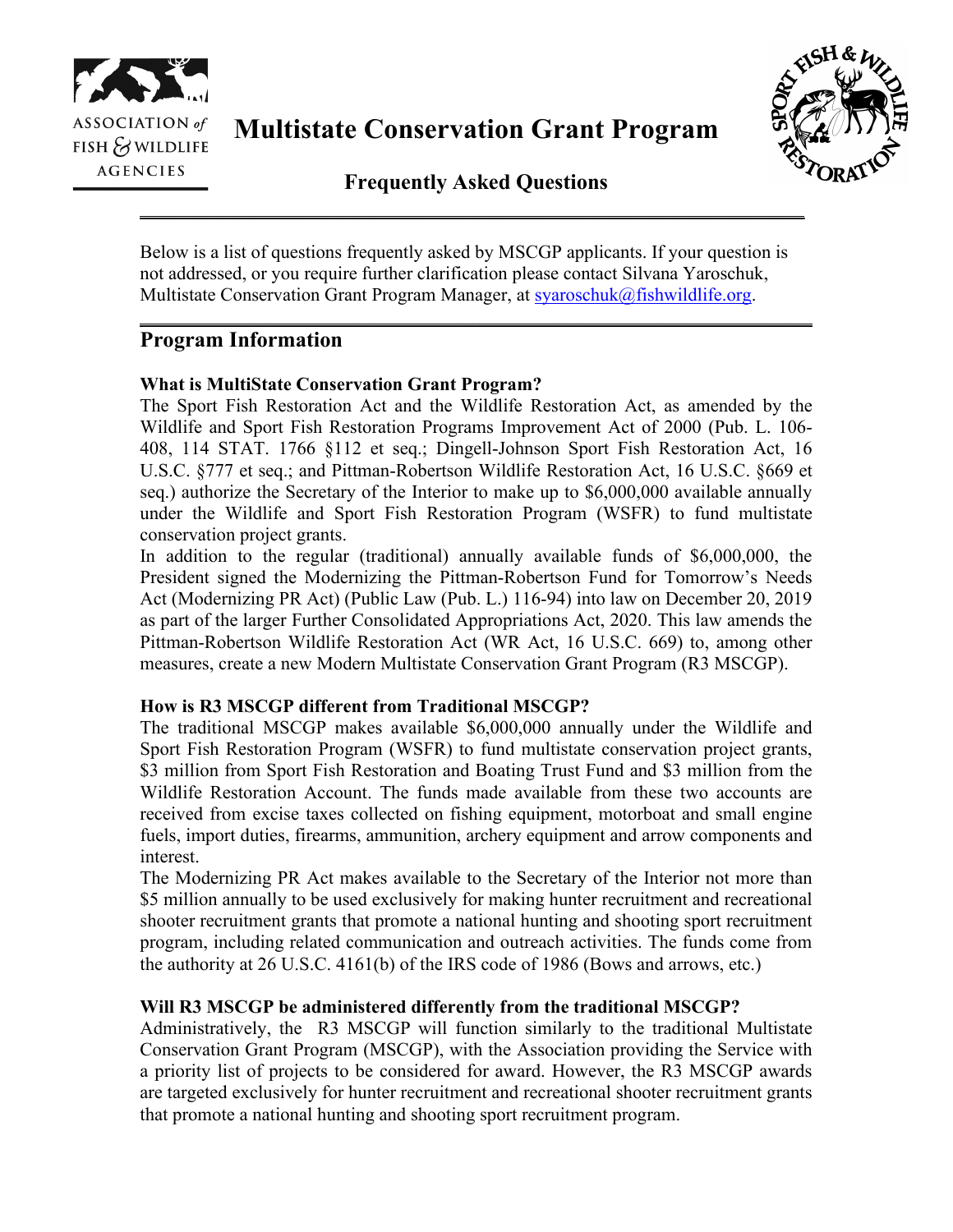# Multistate Conservation Grant Program

## Frequently Asked Questions

Below is a list of questions frequently asked by MSCGP applicants. If your question is not addressed, or you require further clarification please contact Silvana Yaroschuk, Multistate Conservation Grant Program Manager, at syaroschuk@fishwildlife.org.

## Program Information

### What is MultiState Conservation Grant Program?

The Sport Fish Restoration Act and the Wildlife Restoration Act, as amended by the Wildlife and Sport Fish Restoration Programs Improvement Act of 2000 (Pub. L. 106-408, 114 STAT. 1766 §112 et seq.; Dingell-Johnson Sport Fish Restoration Act, 16 U.S.C. §777 et seq.; and Pittman-Robertson Wildlife Restoration Act, 16 U.S.C. §669 et seq.) authorize the Secretary of the Interior to make up to $6,000,000 available annually under the Wildlife and Sport Fish Restoration Program (WSFR) to fund multistate conservation project grants.

In addition to the regular (traditional) annually available funds of $6,000,000, the President signed the Modernizing the Pittman-Robertson Fund for Tomorrow's Needs Act (Modernizing PR Act) (Public Law (Pub. L.) 116-94) into law on December 20, 2019 as part of the larger Further Consolidated Appropriations Act, 2020. This law amends the Pittman-Robertson Wildlife Restoration Act (WR Act, 16 U.S.C. 669) to, among other measures, create a new Modern Multistate Conservation Grant Program (R3 MSCGP).

### How is R3 MSCGP different from Traditional MSCGP?

The traditional MSCGP makes available $6,000,000 annually under the Wildlife and Sport Fish Restoration Program (WSFR) to fund multistate conservation project grants, $3 million from Sport Fish Restoration and Boating Trust Fund and $3 million from the Wildlife Restoration Account. The funds made available from these two accounts are received from excise taxes collected on fishing equipment, motorboat and small engine fuels, import duties, firearms, ammunition, archery equipment and arrow components and interest.

The Modernizing PR Act makes available to the Secretary of the Interior not more than $5 million annually to be used exclusively for making hunter recruitment and recreational shooter recruitment grants that promote a national hunting and shooting sport recruitment program, including related communication and outreach activities. The funds come from the authority at 26 U.S.C. 4161(b) of the IRS code of 1986 (Bows and arrows, etc.)

### Will R3 MSCGP be administered differently from the traditional MSCGP?

Administratively, the R3 MSCGP will function similarly to the traditional Multistate Conservation Grant Program (MSCGP), with the Association providing the Service with a priority list of projects to be considered for award. However, the R3 MSCGP awards are targeted exclusively for hunter recruitment and recreational shooter recruitment grants that promote a national hunting and shooting sport recruitment program.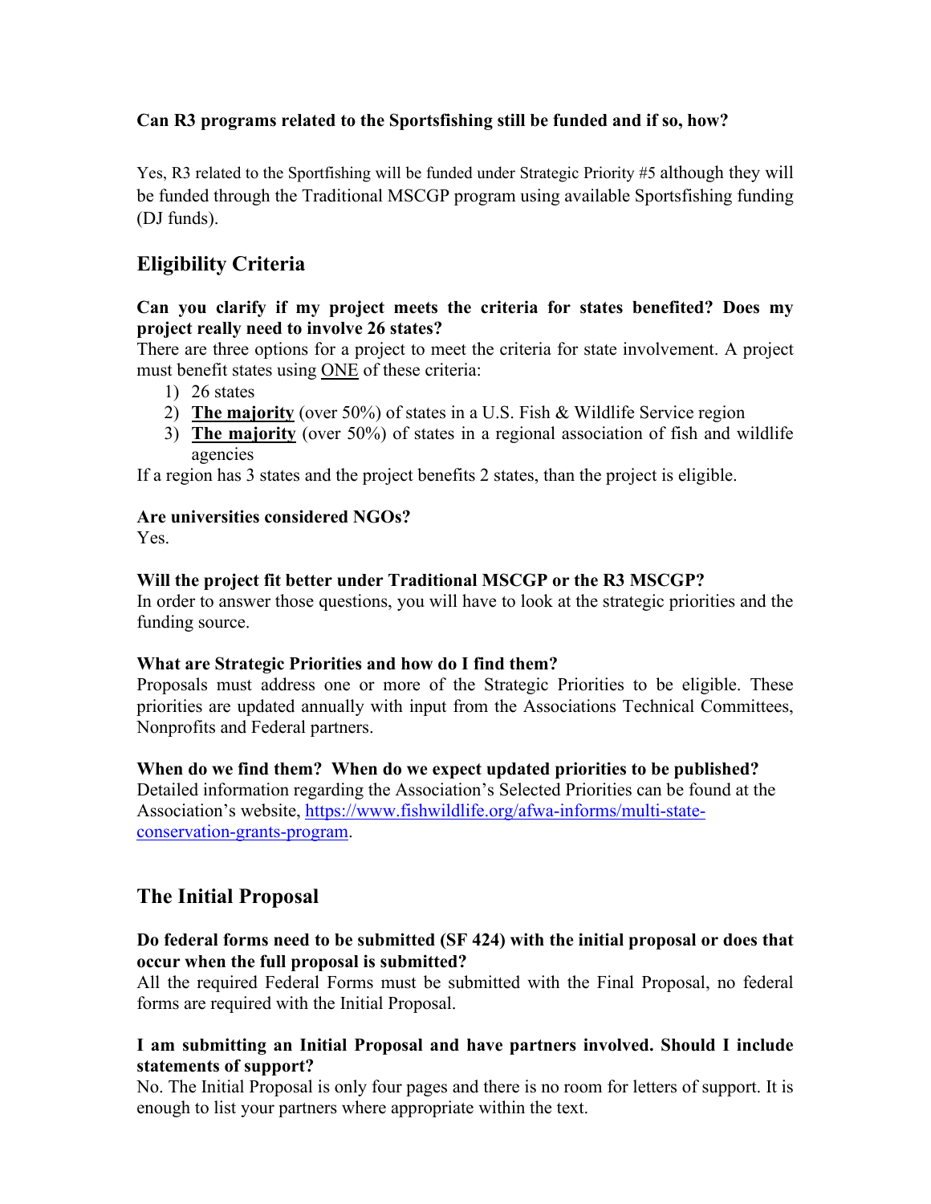**Can R3 programs related to the Sportsfishing still be funded and if so, how?**

Yes, R3 related to the Sportfishing will be funded under Strategic Priority #5 although they will be funded through the Traditional MSCGP program using available Sportsfishing funding (DJ funds).

## Eligibility Criteria

**Can you clarify if my project meets the criteria for states benefited? Does my project really need to involve 26 states?**

There are three options for a project to meet the criteria for state involvement. A project must benefit states using ONE of these criteria:

1) 26 states
2) **The majority** (over 50%) of states in a U.S. Fish & Wildlife Service region
3) **The majority** (over 50%) of states in a regional association of fish and wildlife agencies

If a region has 3 states and the project benefits 2 states, than the project is eligible.

**Are universities considered NGOs?**

Yes.

**Will the project fit better under Traditional MSCGP or the R3 MSCGP?**

In order to answer those questions, you will have to look at the strategic priorities and the funding source.

**What are Strategic Priorities and how do I find them?**

Proposals must address one or more of the Strategic Priorities to be eligible. These priorities are updated annually with input from the Associations Technical Committees, Nonprofits and Federal partners.

**When do we find them? When do we expect updated priorities to be published?**

Detailed information regarding the Association's Selected Priorities can be found at the Association's website, [https://www.fishwildlife.org/afwa-informs/multi-state-conservation-grants-program](https://www.fishwildlife.org/afwa-informs/multi-state-conservation-grants-program).

## The Initial Proposal

**Do federal forms need to be submitted (SF 424) with the initial proposal or does that occur when the full proposal is submitted?**

All the required Federal Forms must be submitted with the Final Proposal, no federal forms are required with the Initial Proposal.

**I am submitting an Initial Proposal and have partners involved. Should I include statements of support?**

No. The Initial Proposal is only four pages and there is no room for letters of support. It is enough to list your partners where appropriate within the text.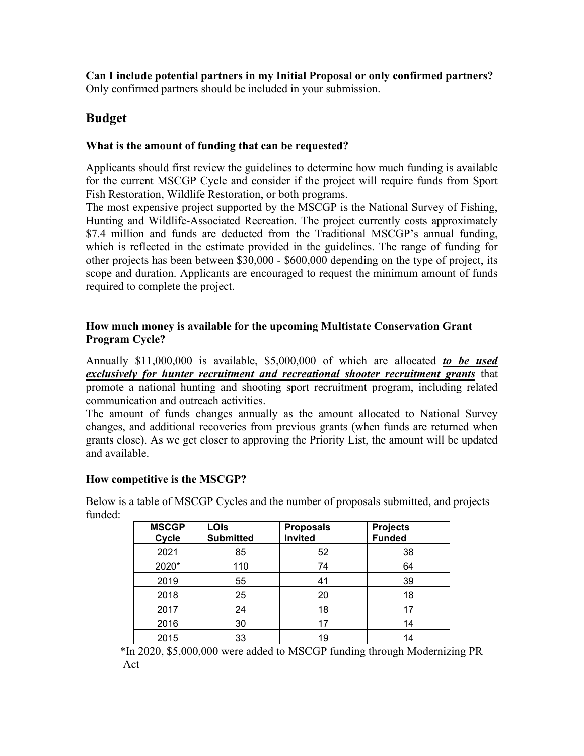**Can I include potential partners in my Initial Proposal or only confirmed partners?**
Only confirmed partners should be included in your submission.

## Budget

### What is the amount of funding that can be requested?

Applicants should first review the guidelines to determine how much funding is available for the current MSCGP Cycle and consider if the project will require funds from Sport Fish Restoration, Wildlife Restoration, or both programs.
The most expensive project supported by the MSCGP is the National Survey of Fishing, Hunting and Wildlife-Associated Recreation. The project currently costs approximately $7.4 million and funds are deducted from the Traditional MSCGP's annual funding, which is reflected in the estimate provided in the guidelines. The range of funding for other projects has been between $30,000 - $600,000 depending on the type of project, its scope and duration. Applicants are encouraged to request the minimum amount of funds required to complete the project.

### How much money is available for the upcoming Multistate Conservation Grant Program Cycle?

Annually $11,000,000 is available, $5,000,000 of which are allocated ***to be used exclusively for hunter recruitment and recreational shooter recruitment grants*** that promote a national hunting and shooting sport recruitment program, including related communication and outreach activities.
The amount of funds changes annually as the amount allocated to National Survey changes, and additional recoveries from previous grants (when funds are returned when grants close). As we get closer to approving the Priority List, the amount will be updated and available.

### How competitive is the MSCGP?

Below is a table of MSCGP Cycles and the number of proposals submitted, and projects funded:

| MSCGP Cycle | LOIs Submitted | Proposals Invited | Projects Funded |
|---|---|---|---|
| 2021 | 85 | 52 | 38 |
| 2020* | 110 | 74 | 64 |
| 2019 | 55 | 41 | 39 |
| 2018 | 25 | 20 | 18 |
| 2017 | 24 | 18 | 17 |
| 2016 | 30 | 17 | 14 |
| 2015 | 33 | 19 | 14 |

*In 2020, $5,000,000 were added to MSCGP funding through Modernizing PR Act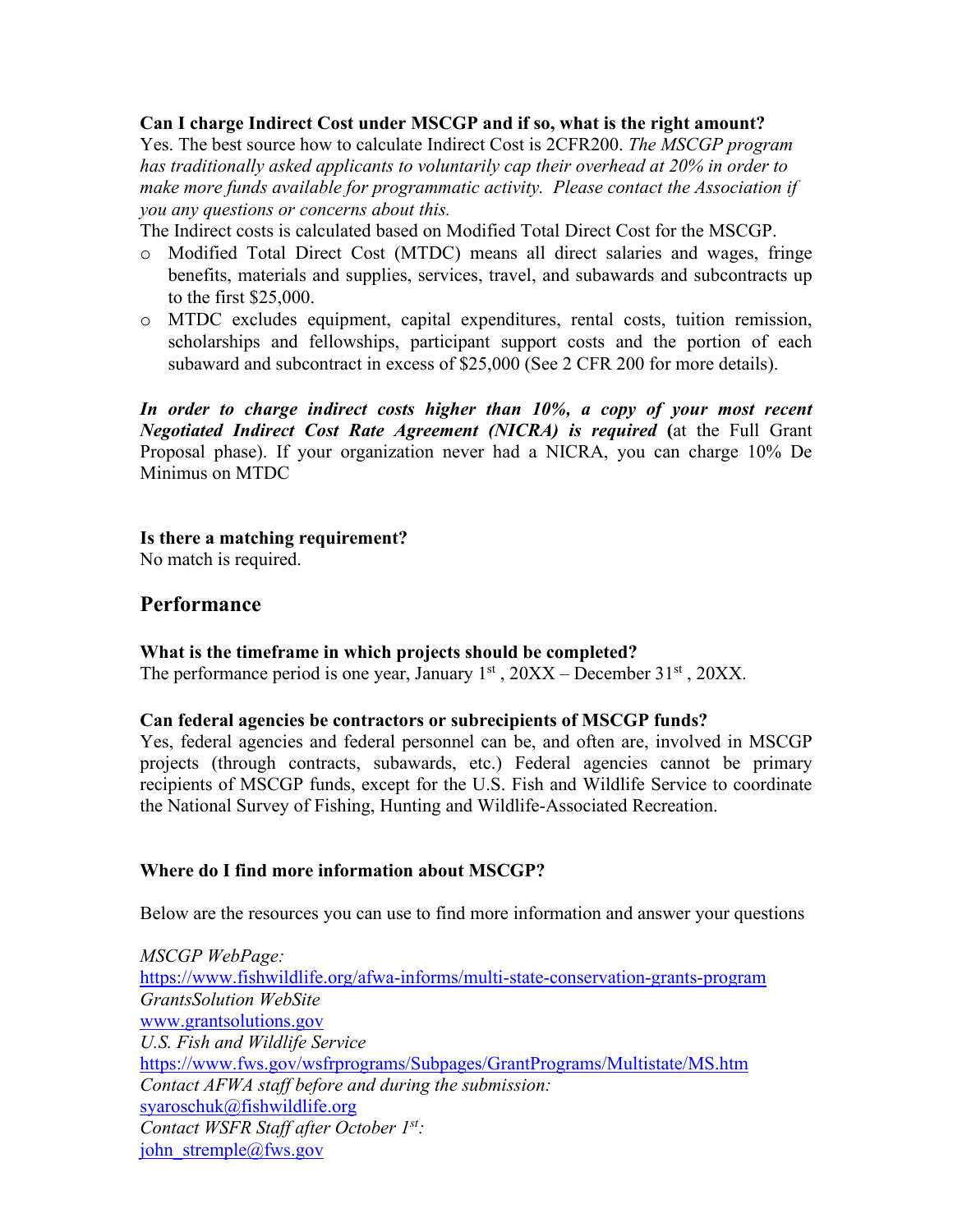**Can I charge Indirect Cost under MSCGP and if so, what is the right amount?**

Yes. The best source how to calculate Indirect Cost is 2CFR200. *The MSCGP program has traditionally asked applicants to voluntarily cap their overhead at 20% in order to make more funds available for programmatic activity. Please contact the Association if you any questions or concerns about this.*

The Indirect costs is calculated based on Modified Total Direct Cost for the MSCGP.

- Modified Total Direct Cost (MTDC) means all direct salaries and wages, fringe benefits, materials and supplies, services, travel, and subawards and subcontracts up to the first $25,000.
- MTDC excludes equipment, capital expenditures, rental costs, tuition remission, scholarships and fellowships, participant support costs and the portion of each subaward and subcontract in excess of $25,000 (See 2 CFR 200 for more details).

***In order to charge indirect costs higher than 10%, a copy of your most recent Negotiated Indirect Cost Rate Agreement (NICRA) is required*** **(**at the Full Grant Proposal phase). If your organization never had a NICRA, you can charge 10% De Minimus on MTDC

**Is there a matching requirement?**

No match is required.

## Performance

**What is the timeframe in which projects should be completed?**

The performance period is one year, January 1st , 20XX – December 31st , 20XX.

**Can federal agencies be contractors or subrecipients of MSCGP funds?**

Yes, federal agencies and federal personnel can be, and often are, involved in MSCGP projects (through contracts, subawards, etc.) Federal agencies cannot be primary recipients of MSCGP funds, except for the U.S. Fish and Wildlife Service to coordinate the National Survey of Fishing, Hunting and Wildlife-Associated Recreation.

**Where do I find more information about MSCGP?**

Below are the resources you can use to find more information and answer your questions

*MSCGP WebPage:*
https://www.fishwildlife.org/afwa-informs/multi-state-conservation-grants-program
*GrantsSolution WebSite*
www.grantsolutions.gov
*U.S. Fish and Wildlife Service*
https://www.fws.gov/wsfrprograms/Subpages/GrantPrograms/Multistate/MS.htm
*Contact AFWA staff before and during the submission:*
syaroschuk@fishwildlife.org
*Contact WSFR Staff after October 1st:*
john_stremple@fws.gov